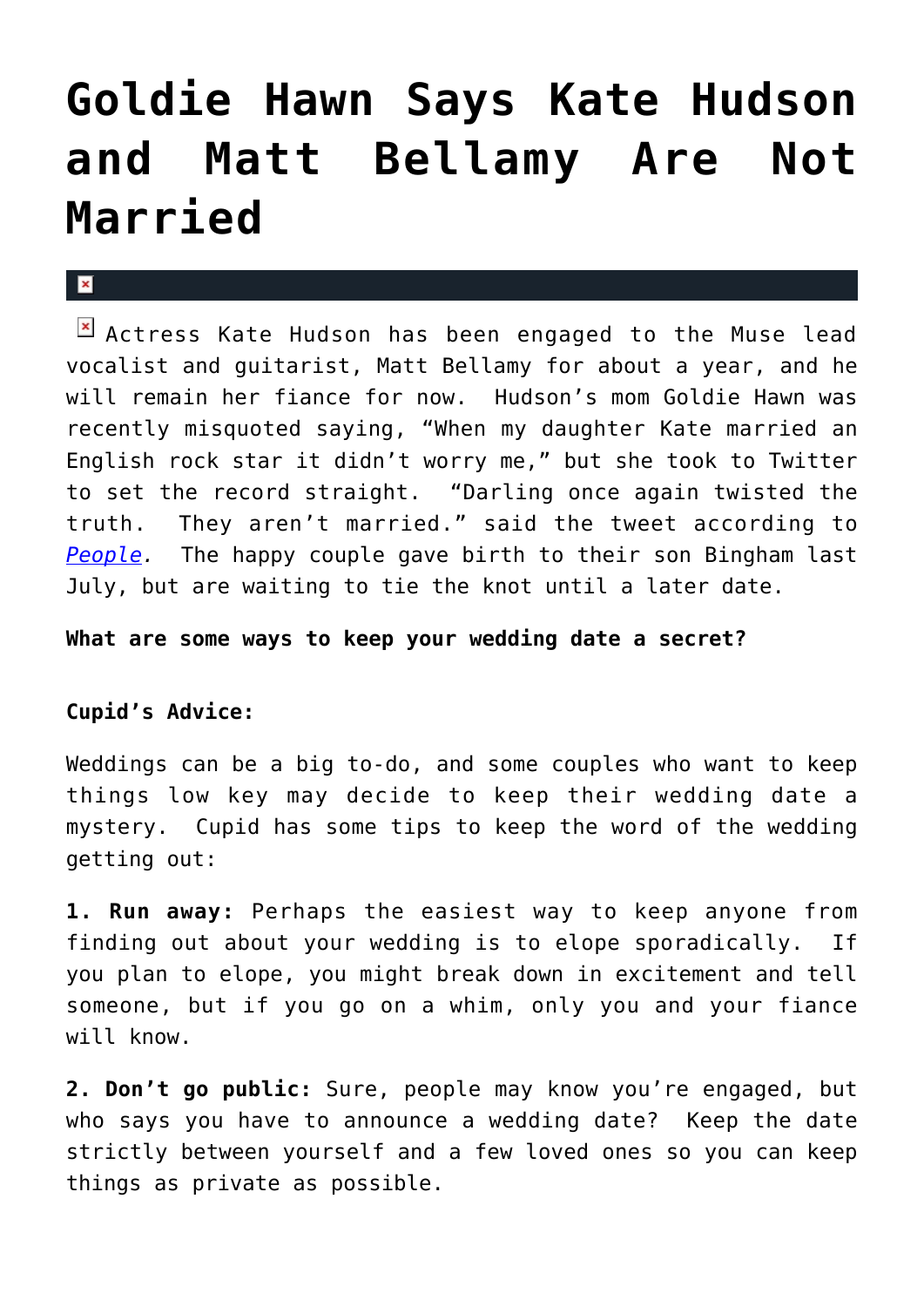# Goldie Hawn Says Kate Hudson and Matt Bellamy Are Not Married

Actress Kate Hudson has been engaged to the Muse lead vocalist and guitarist, Matt Bellamy for about a year, and he will remain her fiance for now. Hudson's mom Goldie Hawn was recently misquoted saying, "When my daughter Kate married an English rock star it didn't worry me," but she took to Twitter to set the record straight. "Darling once again twisted the truth. They aren't married." said the tweet according to *People*. The happy couple gave birth to their son Bingham last July, but are waiting to tie the knot until a later date.

**What are some ways to keep your wedding date a secret?**

**Cupid's Advice:**

Weddings can be a big to-do, and some couples who want to keep things low key may decide to keep their wedding date a mystery. Cupid has some tips to keep the word of the wedding getting out:

**1. Run away:** Perhaps the easiest way to keep anyone from finding out about your wedding is to elope sporadically. If you plan to elope, you might break down in excitement and tell someone, but if you go on a whim, only you and your fiance will know.

**2. Don't go public:** Sure, people may know you're engaged, but who says you have to announce a wedding date? Keep the date strictly between yourself and a few loved ones so you can keep things as private as possible.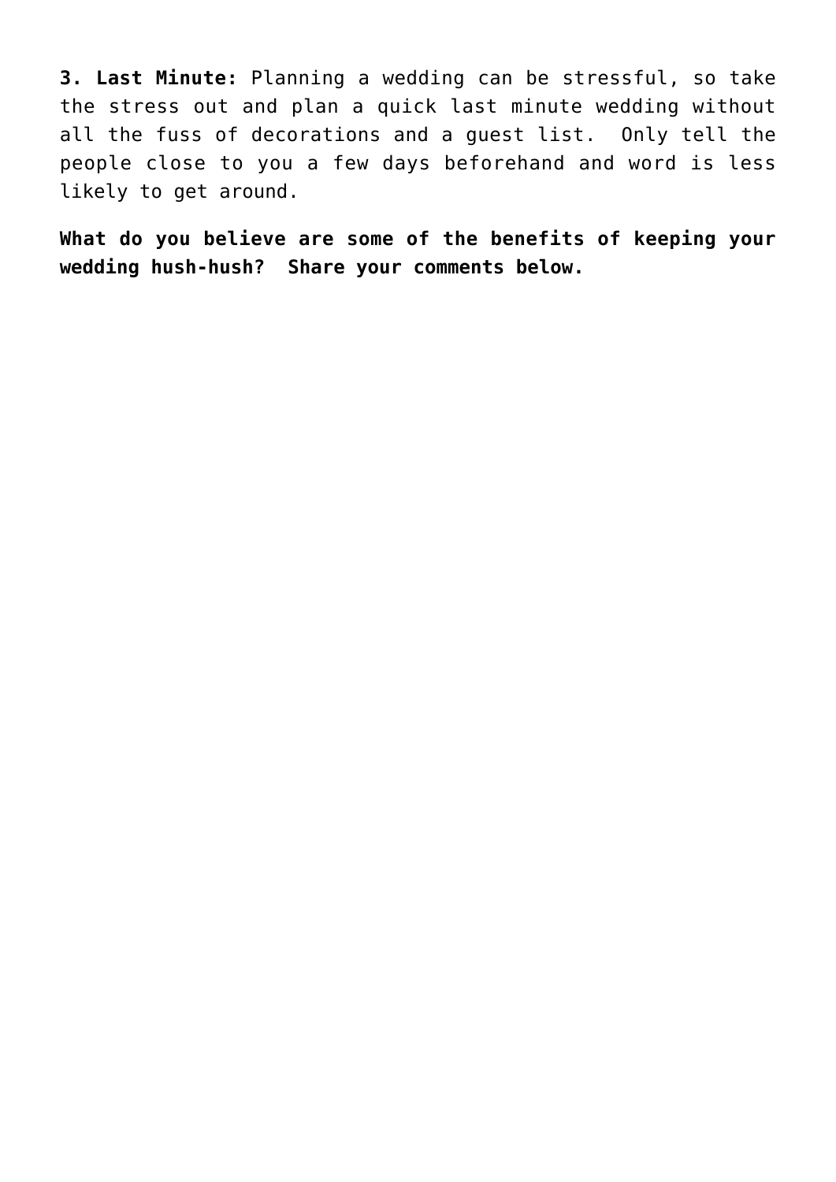**3. Last Minute:** Planning a wedding can be stressful, so take the stress out and plan a quick last minute wedding without all the fuss of decorations and a guest list. Only tell the people close to you a few days beforehand and word is less likely to get around.

**What do you believe are some of the benefits of keeping your wedding hush-hush? Share your comments below.**